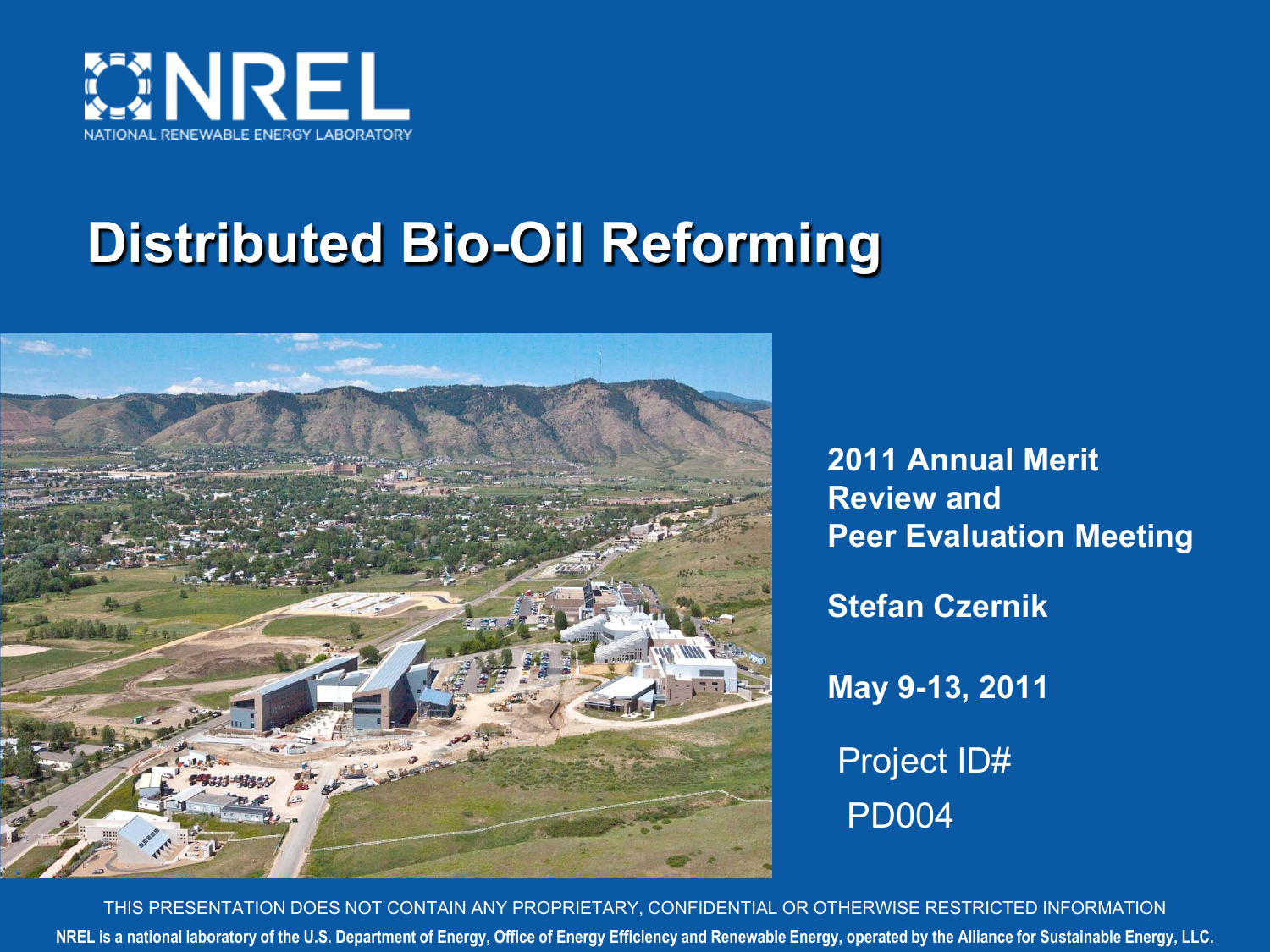NATIONAL RENEWABLE ENERGY LABORATORY

# Distributed Bio-Oil Reforming

**2011 Annual Merit Review and Peer Evaluation Meeting**

**Stefan Czernik**

**May 9-13, 2011**

Project ID# PD004

THIS PRESENTATION DOES NOT CONTAIN ANY PROPRIETARY, CONFIDENTIAL OR OTHERWISE RESTRICTED INFORMATION

**NREL is a national laboratory of the U.S. Department of Energy, Office of Energy Efficiency and Renewable Energy, operated by the Alliance for Sustainable Energy, LLC.**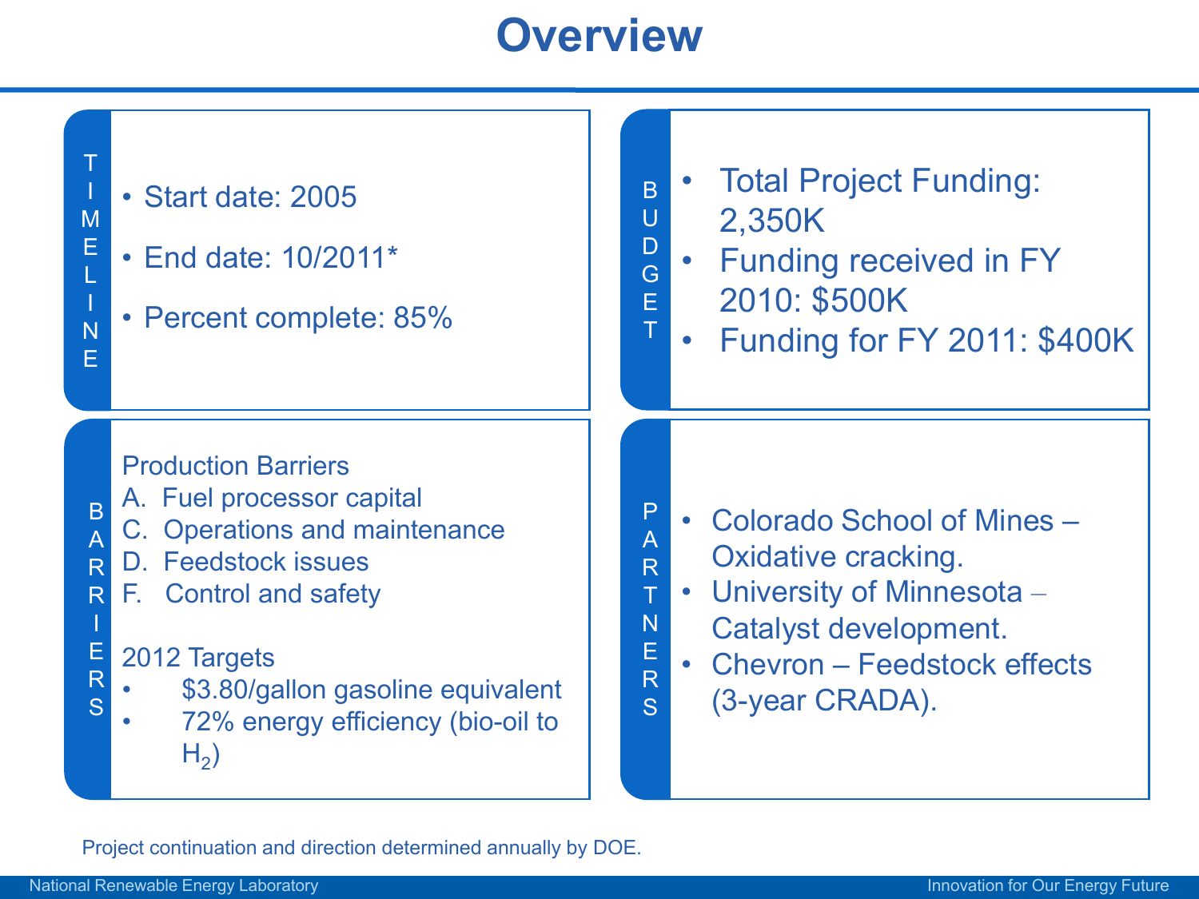# Overview

## Timeline

- Start date: 2005
- End date: 10/2011*
- Percent complete: 85%

## Budget

- Total Project Funding: 2,350K
- Funding received in FY 2010: $500K
- Funding for FY 2011: $400K

## Barriers

Production Barriers

A. Fuel processor capital
C. Operations and maintenance
D. Feedstock issues
F. Control and safety

2012 Targets

- $3.80/gallon gasoline equivalent
- 72% energy efficiency (bio-oil to $H_2$)

## Partners

- Colorado School of Mines – Oxidative cracking.
- University of Minnesota – Catalyst development.
- Chevron – Feedstock effects (3-year CRADA).

*Project continuation and direction determined annually by DOE.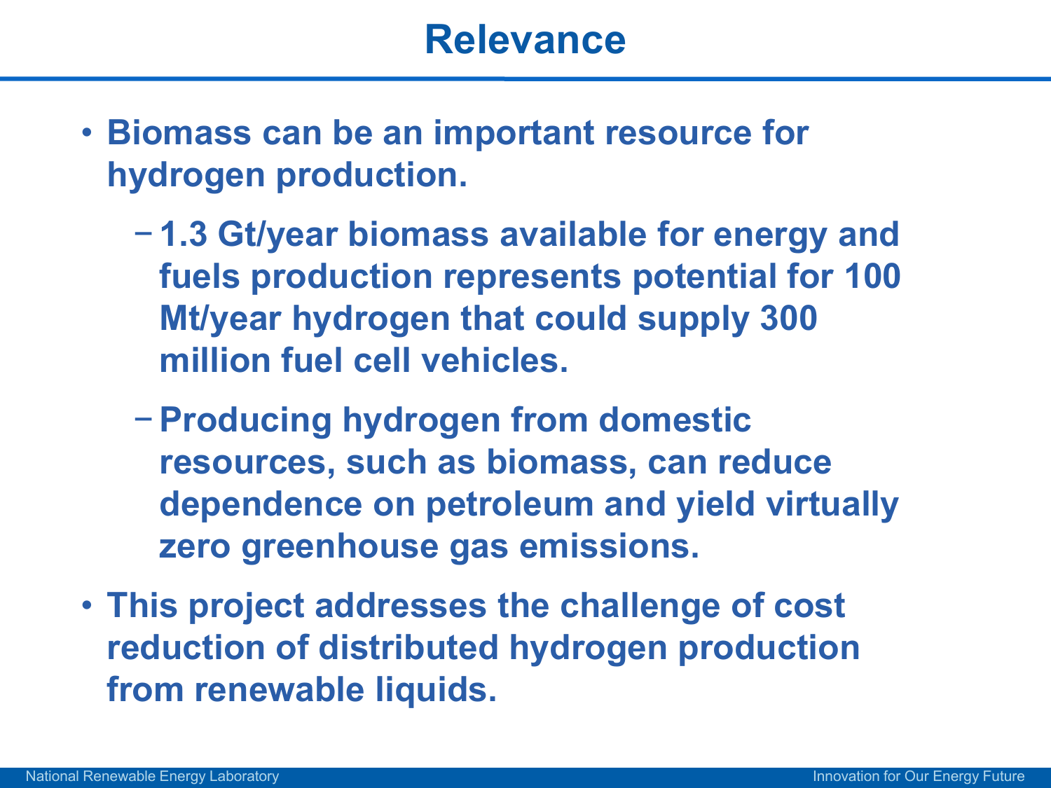# Relevance

- **Biomass can be an important resource for hydrogen production.**
  - **1.3 Gt/year biomass available for energy and fuels production represents potential for 100 Mt/year hydrogen that could supply 300 million fuel cell vehicles.**
  - **Producing hydrogen from domestic resources, such as biomass, can reduce dependence on petroleum and yield virtually zero greenhouse gas emissions.**
- **This project addresses the challenge of cost reduction of distributed hydrogen production from renewable liquids.**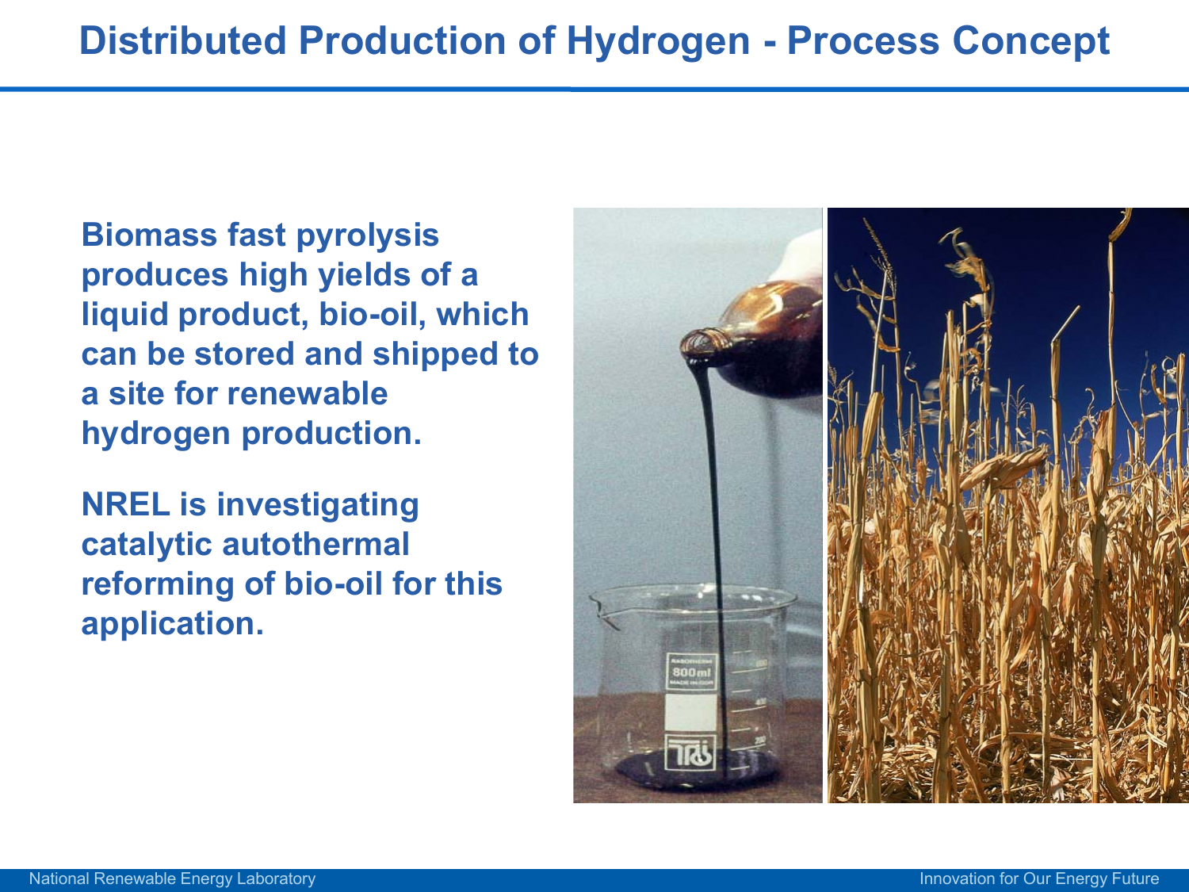# Distributed Production of Hydrogen - Process Concept

**Biomass fast pyrolysis produces high yields of a liquid product, bio-oil, which can be stored and shipped to a site for renewable hydrogen production.**

**NREL is investigating catalytic autothermal reforming of bio-oil for this application.**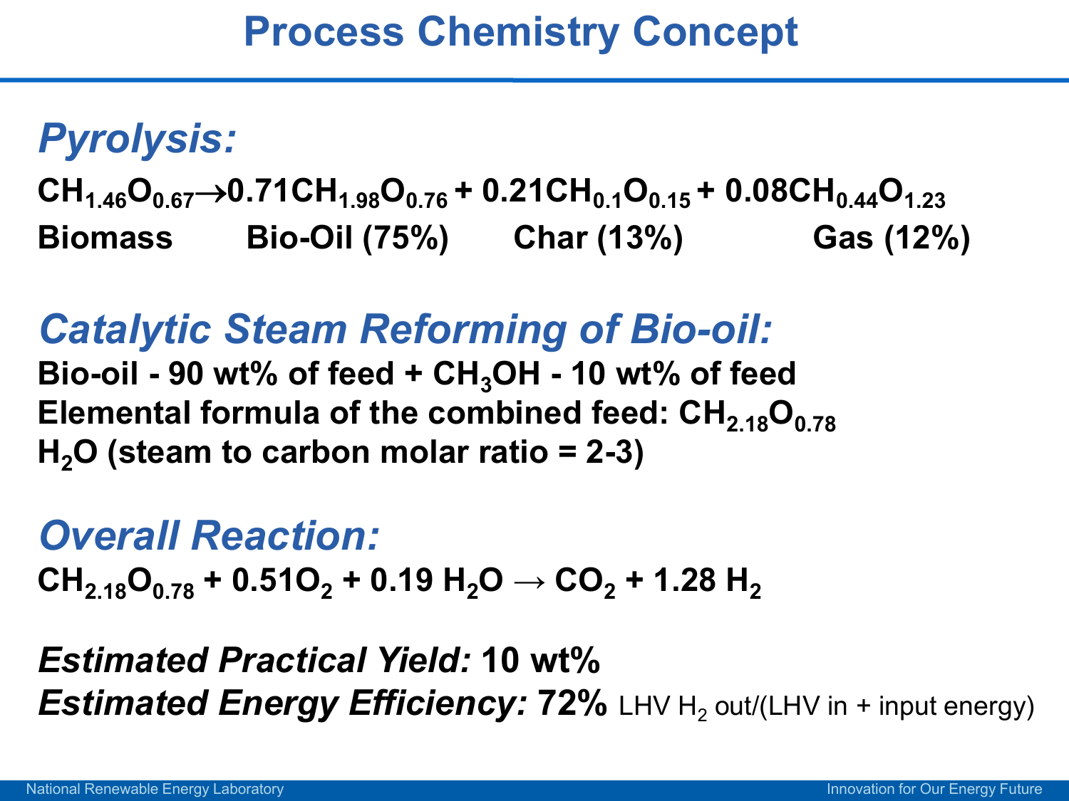# Process Chemistry Concept

## *Pyrolysis:*

$$CH_{1.46}O_{0.67} \rightarrow 0.71CH_{1.98}O_{0.76} + 0.21CH_{0.1}O_{0.15} + 0.08CH_{0.44}O_{1.23}$$

**Biomass — Bio-Oil (75%) — Char (13%) — Gas (12%)**

## *Catalytic Steam Reforming of Bio-oil:*

**Bio-oil - 90 wt% of feed + $CH_3OH$ - 10 wt% of feed**

**Elemental formula of the combined feed: $CH_{2.18}O_{0.78}$**

**$H_2O$ (steam to carbon molar ratio = 2-3)**

## *Overall Reaction:*

$$CH_{2.18}O_{0.78} + 0.51O_2 + 0.19\ H_2O \rightarrow CO_2 + 1.28\ H_2$$

***Estimated Practical Yield:* 10 wt%**

***Estimated Energy Efficiency:* 72%** LHV $H_2$ out/(LHV in + input energy)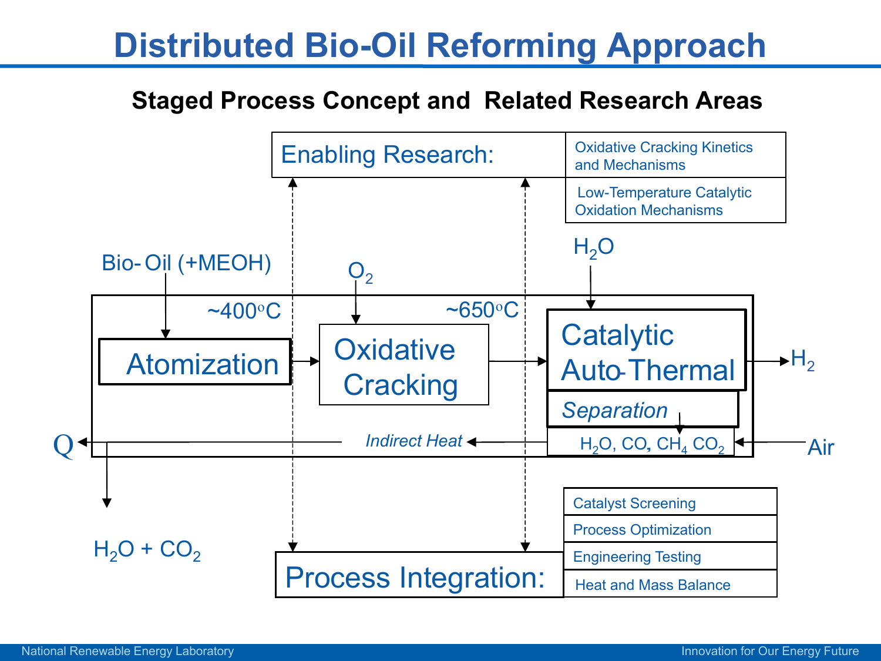# Distributed Bio-Oil Reforming Approach

## Staged Process Concept and Related Research Areas

**Enabling Research:**
- Oxidative Cracking Kinetics and Mechanisms
- Low-Temperature Catalytic Oxidation Mechanisms

Bio-Oil (+MEOH) → Atomization (~400°C) → Oxidative Cracking ($O_2$) (~650°C) → Catalytic Auto-Thermal ($H_2O$) → $H_2$

Separation → $H_2O$, CO, $CH_4$ $CO_2$ ← Air

Indirect Heat → Q

$H_2O + CO_2$

**Process Integration:**
- Catalyst Screening
- Process Optimization
- Engineering Testing
- Heat and Mass Balance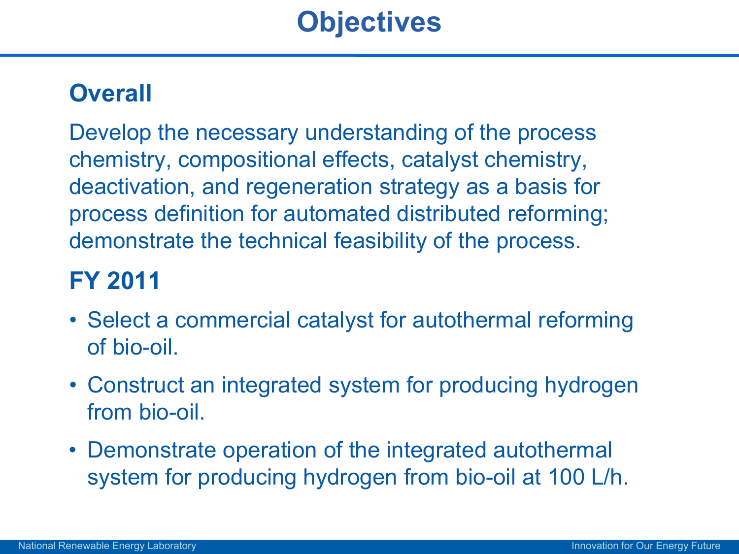# Objectives

## Overall

Develop the necessary understanding of the process chemistry, compositional effects, catalyst chemistry, deactivation, and regeneration strategy as a basis for process definition for automated distributed reforming; demonstrate the technical feasibility of the process.

## FY 2011

- Select a commercial catalyst for autothermal reforming of bio-oil.
- Construct an integrated system for producing hydrogen from bio-oil.
- Demonstrate operation of the integrated autothermal system for producing hydrogen from bio-oil at 100 L/h.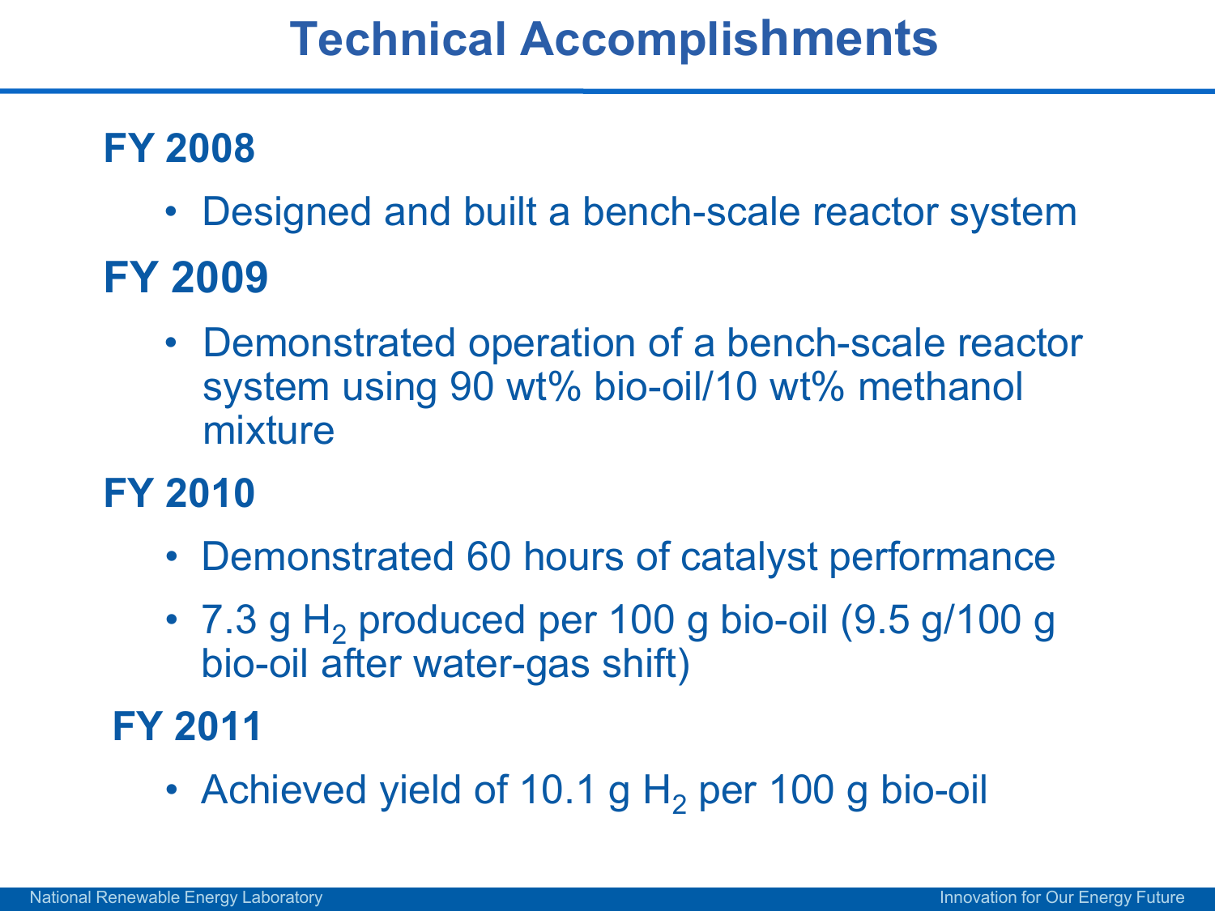# Technical Accomplishments

## FY 2008

- Designed and built a bench-scale reactor system

## FY 2009

- Demonstrated operation of a bench-scale reactor system using 90 wt% bio-oil/10 wt% methanol mixture

## FY 2010

- Demonstrated 60 hours of catalyst performance
- 7.3 g $H_2$ produced per 100 g bio-oil (9.5 g/100 g bio-oil after water-gas shift)

## FY 2011

- Achieved yield of 10.1 g $H_2$ per 100 g bio-oil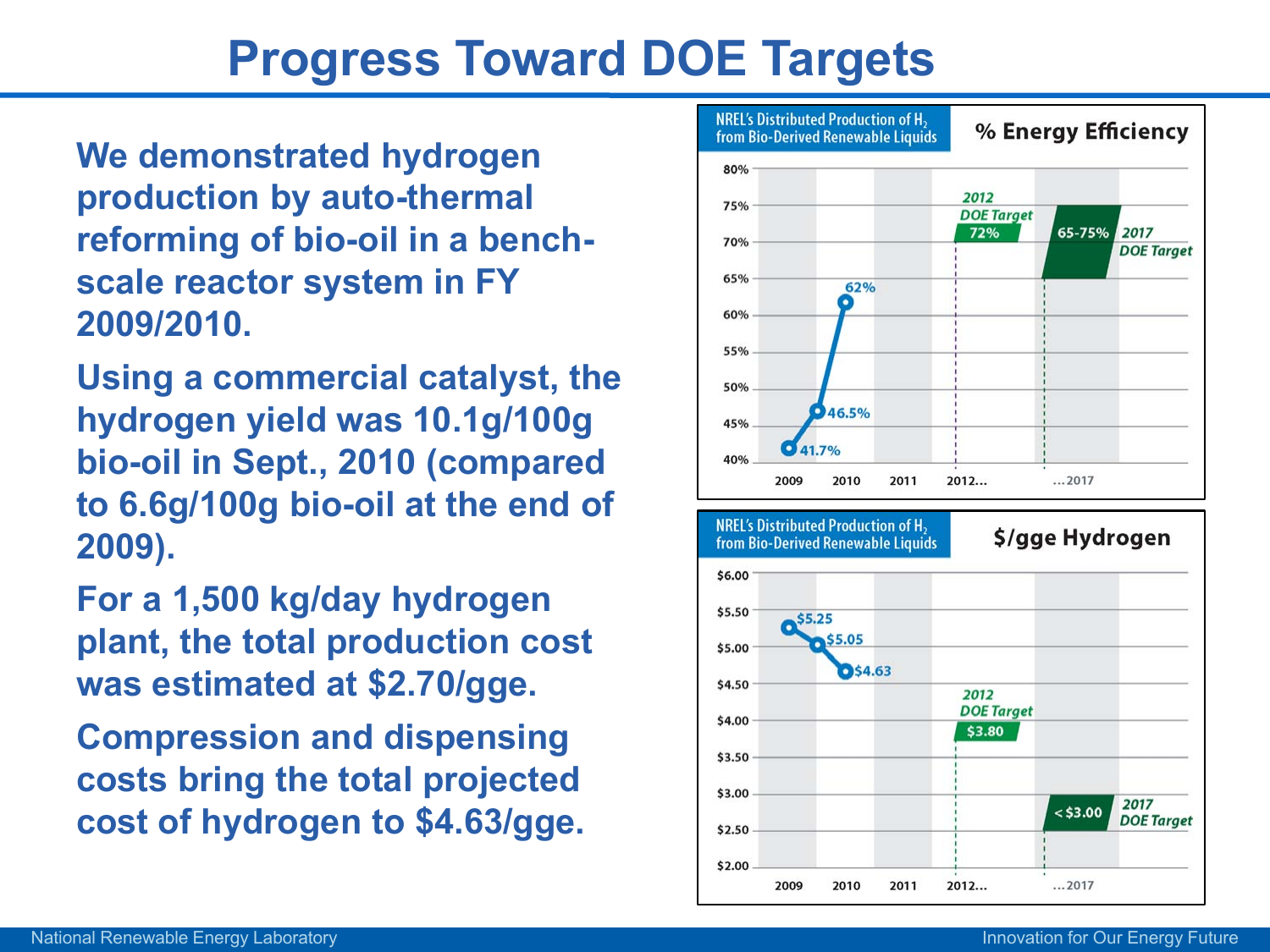# Progress Toward DOE Targets

We demonstrated hydrogen production by auto-thermal reforming of bio-oil in a bench-scale reactor system in FY 2009/2010.

Using a commercial catalyst, the hydrogen yield was 10.1g/100g bio-oil in Sept., 2010 (compared to 6.6g/100g bio-oil at the end of 2009).

For a 1,500 kg/day hydrogen plant, the total production cost was estimated at $2.70/gge.

Compression and dispensing costs bring the total projected cost of hydrogen to $4.63/gge.

**NREL's Distributed Production of $H_2$ from Bio-Derived Renewable Liquids — % Energy Efficiency**

| Year | Value |
|---|---|
| 2009 | 41.7% |
| 2010 | 46.5% |
| 2010 | 62% |
| 2012 DOE Target | 72% |
| 2017 DOE Target | 65-75% |

**NREL's Distributed Production of $H_2$ from Bio-Derived Renewable Liquids — $/gge Hydrogen**

| Year | Value |
|---|---|
| 2009 | $5.25 |
| 2010 | $5.05 |
| 2010 | $4.63 |
| 2012 DOE Target | $3.80 |
| 2017 DOE Target | < $3.00 |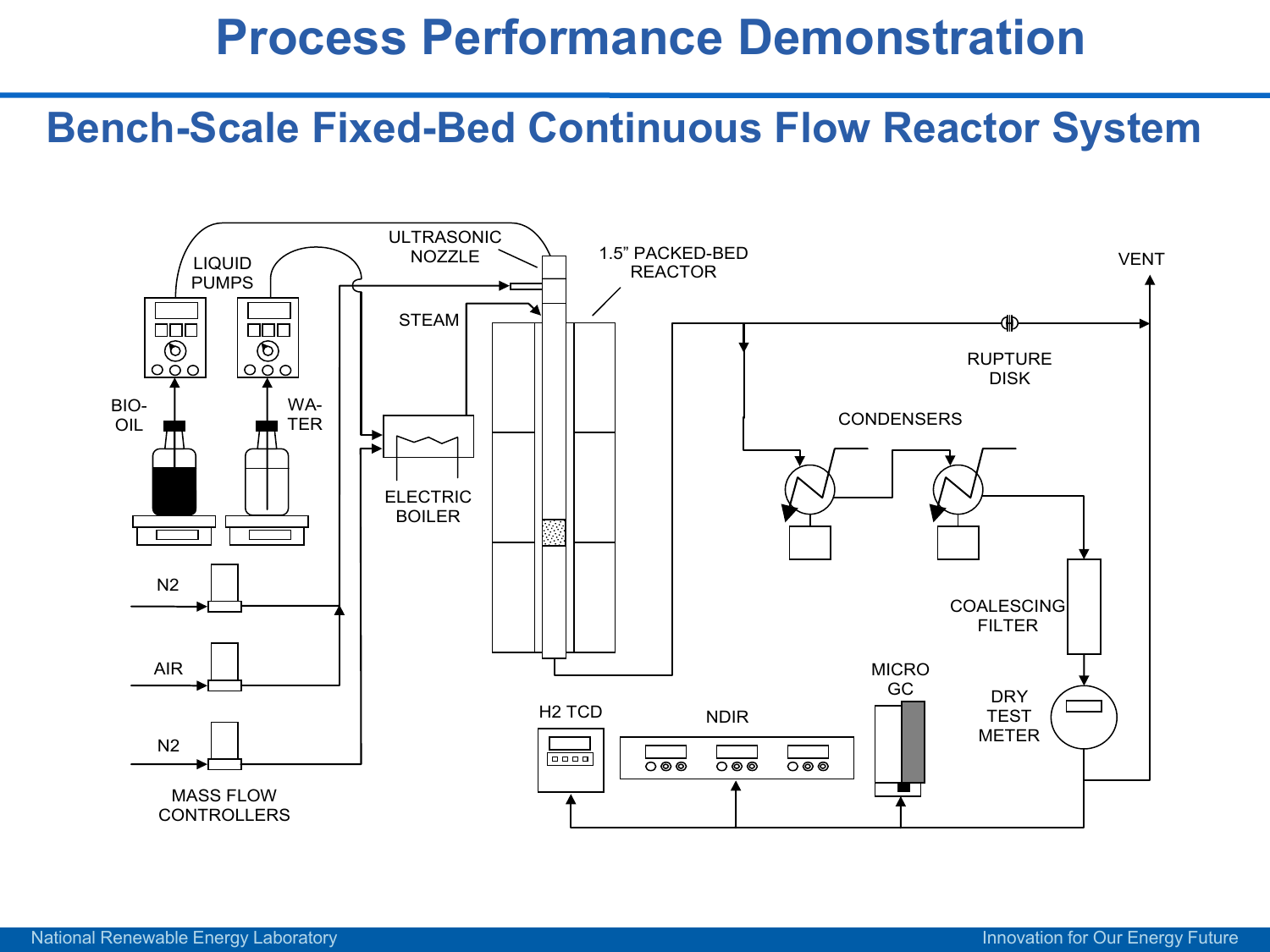# Process Performance Demonstration

## Bench-Scale Fixed-Bed Continuous Flow Reactor System

LIQUID PUMPS

ULTRASONIC NOZZLE

1.5" PACKED-BED REACTOR

VENT

STEAM

RUPTURE DISK

CONDENSERS

BIO-OIL

WA-TER

ELECTRIC BOILER

N2

AIR

N2

MASS FLOW CONTROLLERS

COALESCING FILTER

MICRO GC

DRY TEST METER

H2 TCD

NDIR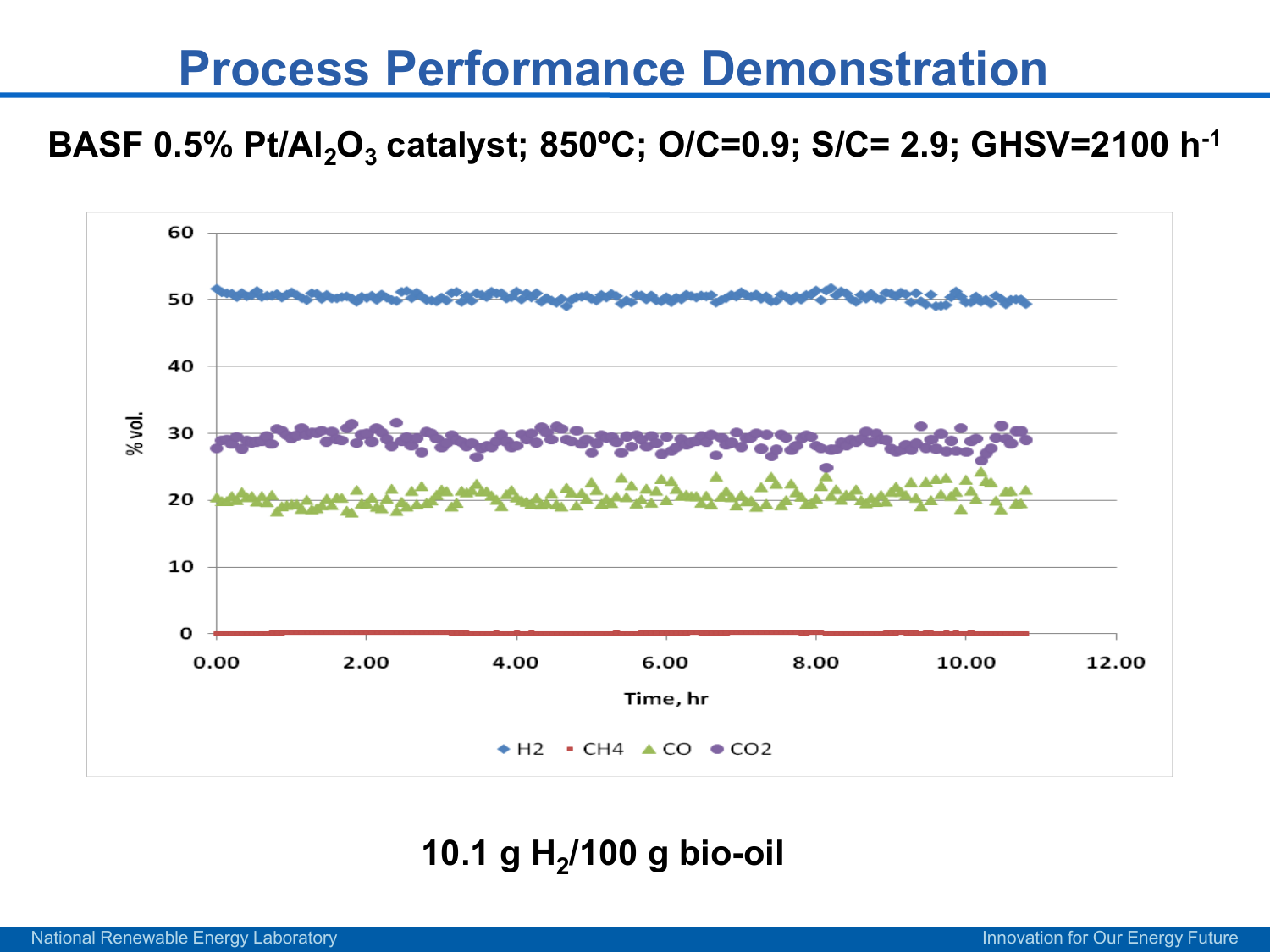# Process Performance Demonstration

**BASF 0.5% Pt/$Al_2O_3$ catalyst; 850ºC; O/C=0.9; S/C= 2.9; GHSV=2100 $h^{-1}$**

**10.1 g $H_2$/100 g bio-oil**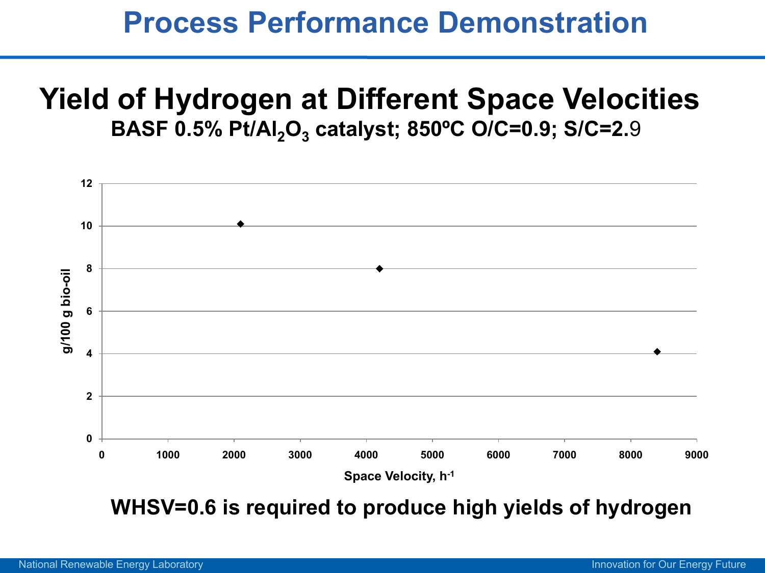# Process Performance Demonstration

## Yield of Hydrogen at Different Space Velocities

**BASF 0.5% Pt/$Al_2O_3$ catalyst; 850ºC O/C=0.9; S/C=2.9**

| Space Velocity, $h^{-1}$ | g/100 g bio-oil |
|---|---|
| 2100 | 10.1 |
| 4200 | 8.0 |
| 8400 | 4.1 |

**WHSV=0.6 is required to produce high yields of hydrogen**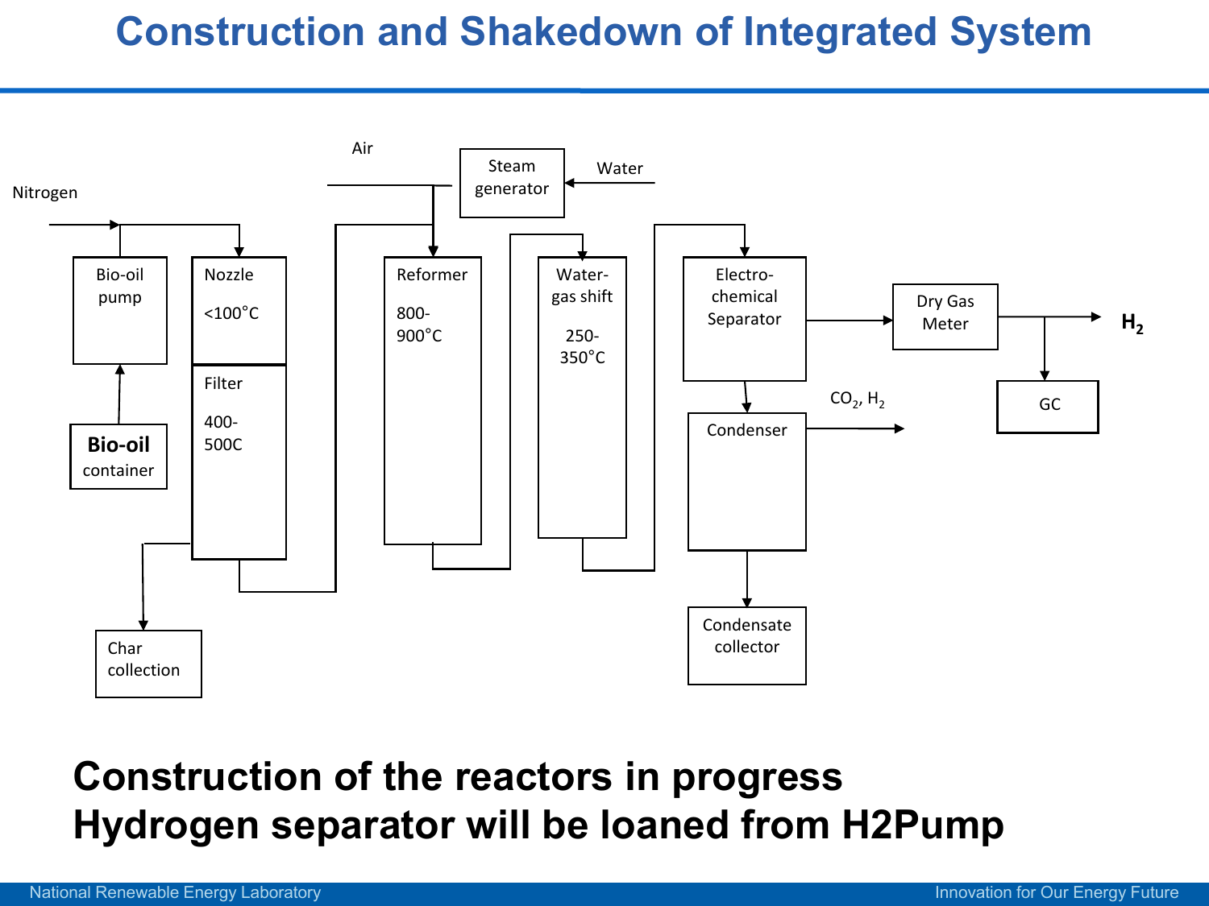# Construction and Shakedown of Integrated System

Nitrogen

Bio-oil pump

Bio-oil container

Nozzle

<100°C

Filter

400-500C

Char collection

Air

Steam generator

Water

Reformer

800-900°C

Water-gas shift

250-350°C

Electro-chemical Separator

Condenser

Condensate collector

$CO_2$, $H_2$

Dry Gas Meter

GC

$H_2$

**Construction of the reactors in progress**

**Hydrogen separator will be loaned from H2Pump**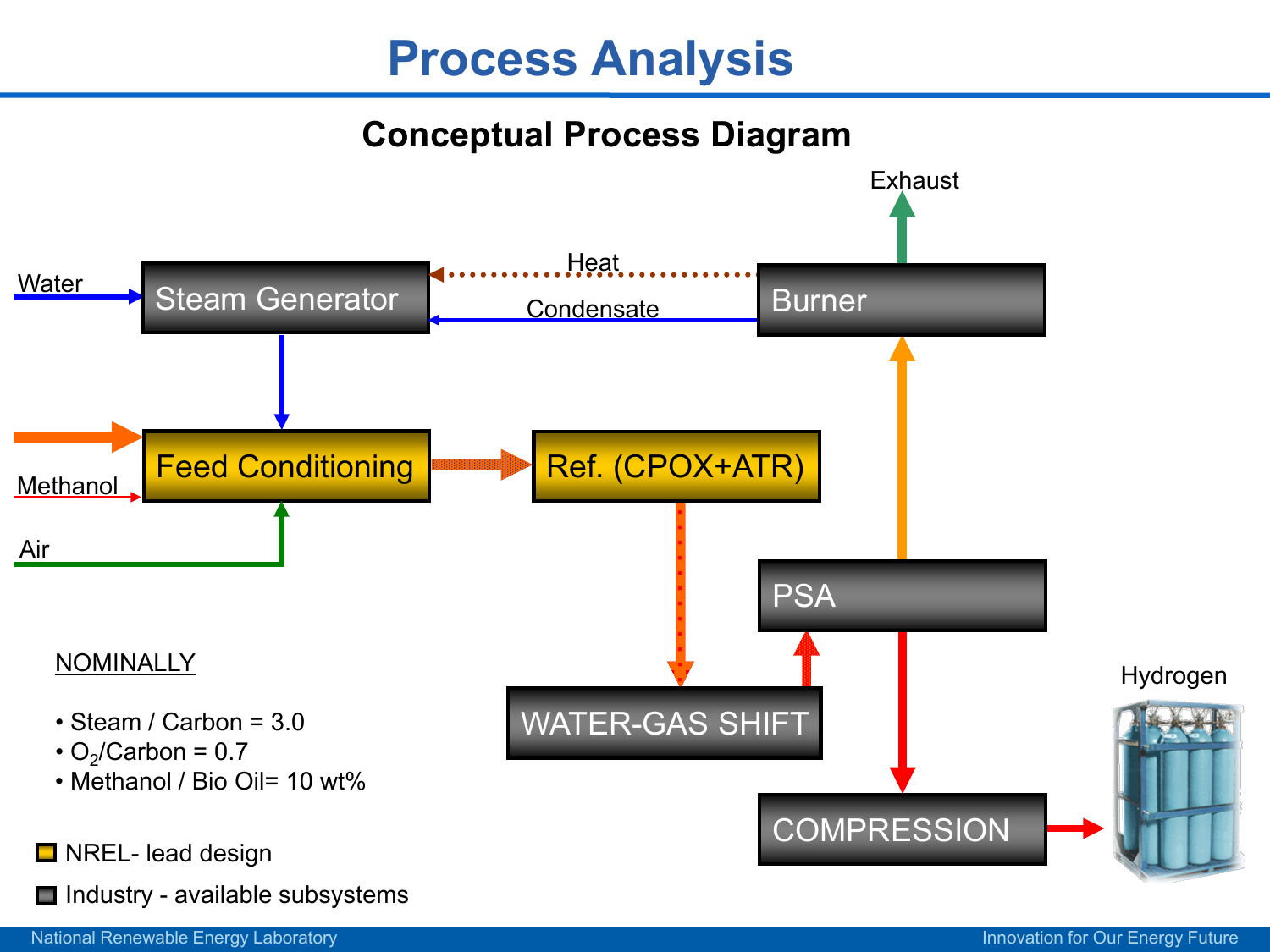# Process Analysis

## Conceptual Process Diagram

Water → Steam Generator

Heat (Burner → Steam Generator)

Condensate (Burner → Steam Generator)

Steam Generator → Feed Conditioning

Methanol → Feed Conditioning

Air → Feed Conditioning

Feed Conditioning → Ref. (CPOX+ATR)

Ref. (CPOX+ATR) → WATER-GAS SHIFT

WATER-GAS SHIFT → PSA

PSA → Burner

Burner → Exhaust

PSA → COMPRESSION

COMPRESSION → Hydrogen

NOMINALLY

- Steam / Carbon = 3.0
- $O_2$/Carbon = 0.7
- Methanol / Bio Oil= 10 wt%

NREL- lead design

Industry - available subsystems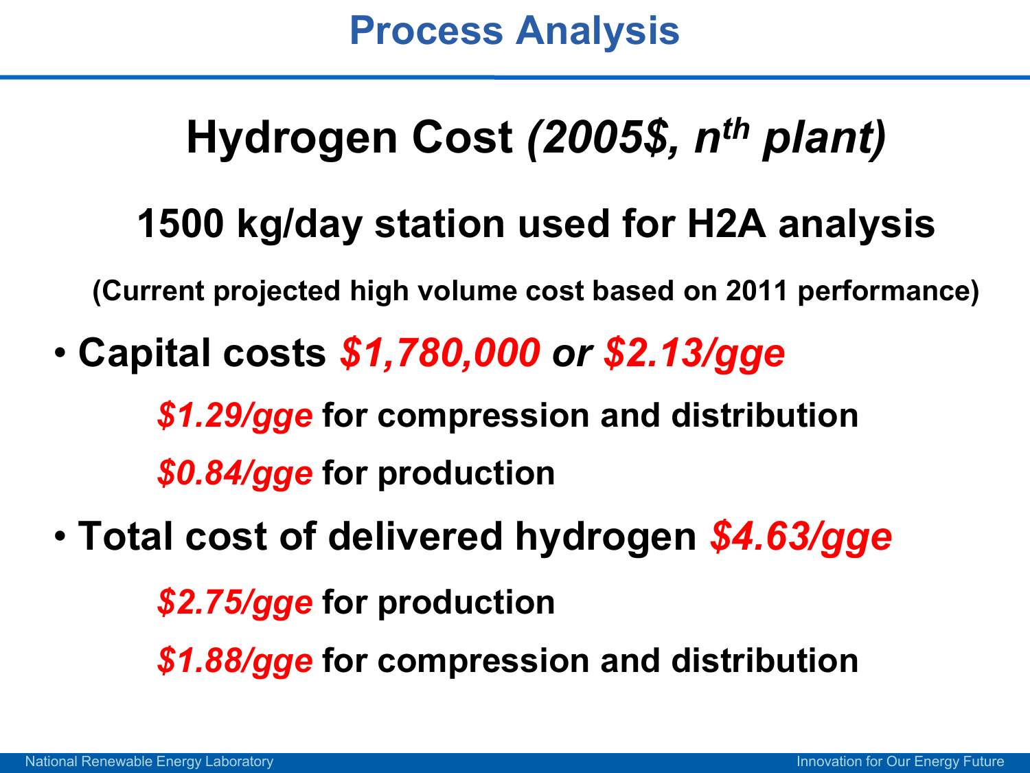# Process Analysis

## Hydrogen Cost *(2005$, $n^{th}$ plant)*

### 1500 kg/day station used for H2A analysis

**(Current projected high volume cost based on 2011 performance)**

- **Capital costs *$1,780,000* or *$2.13/gge***
  - ***$1.29/gge* for compression and distribution**
  - ***$0.84/gge* for production**
- **Total cost of delivered hydrogen *$4.63/gge***
  - ***$2.75/gge* for production**
  - ***$1.88/gge* for compression and distribution**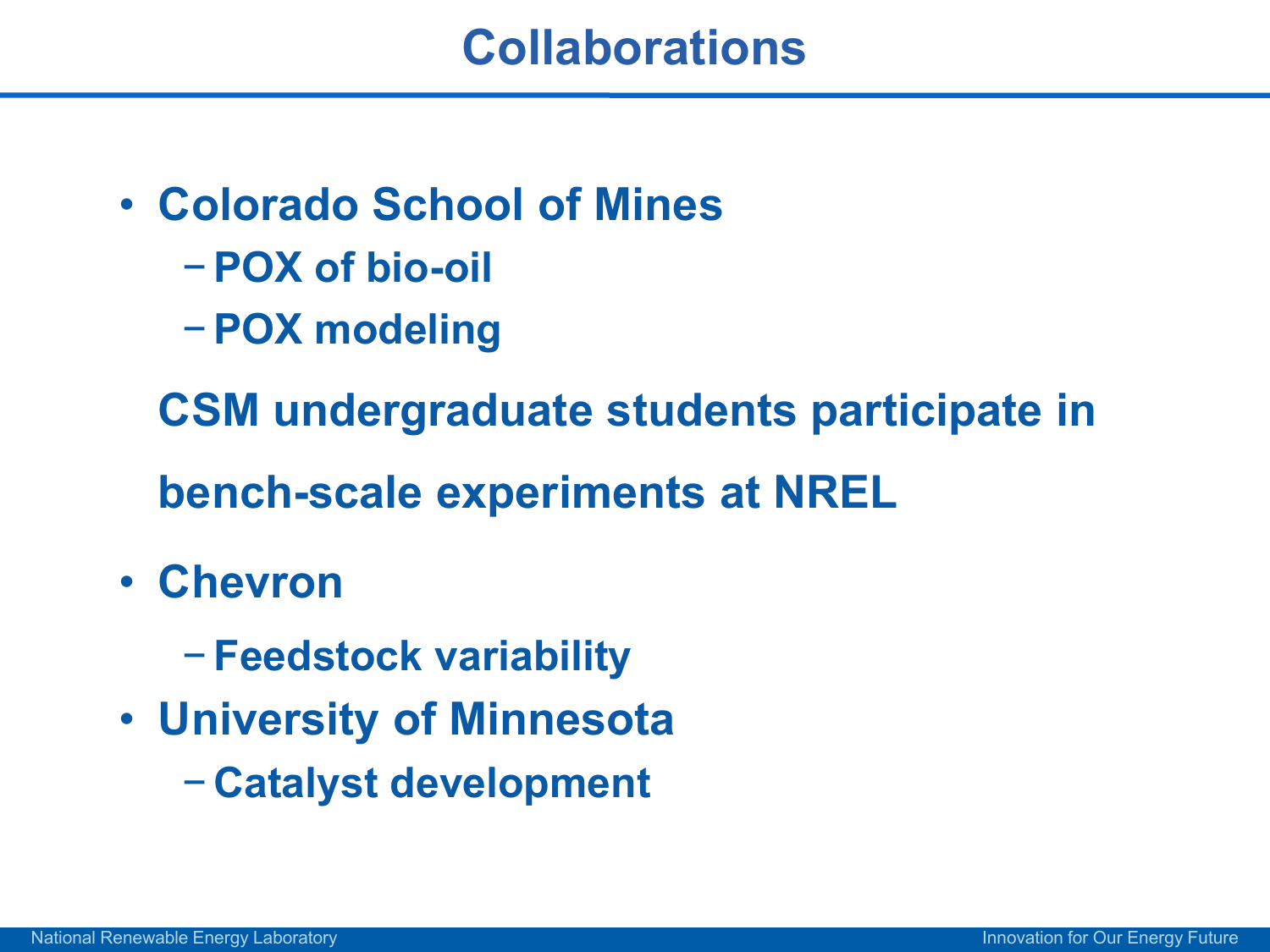# Collaborations

- **Colorado School of Mines**
  - **POX of bio-oil**
  - **POX modeling**

  **CSM undergraduate students participate in bench-scale experiments at NREL**

- **Chevron**
  - **Feedstock variability**
- **University of Minnesota**
  - **Catalyst development**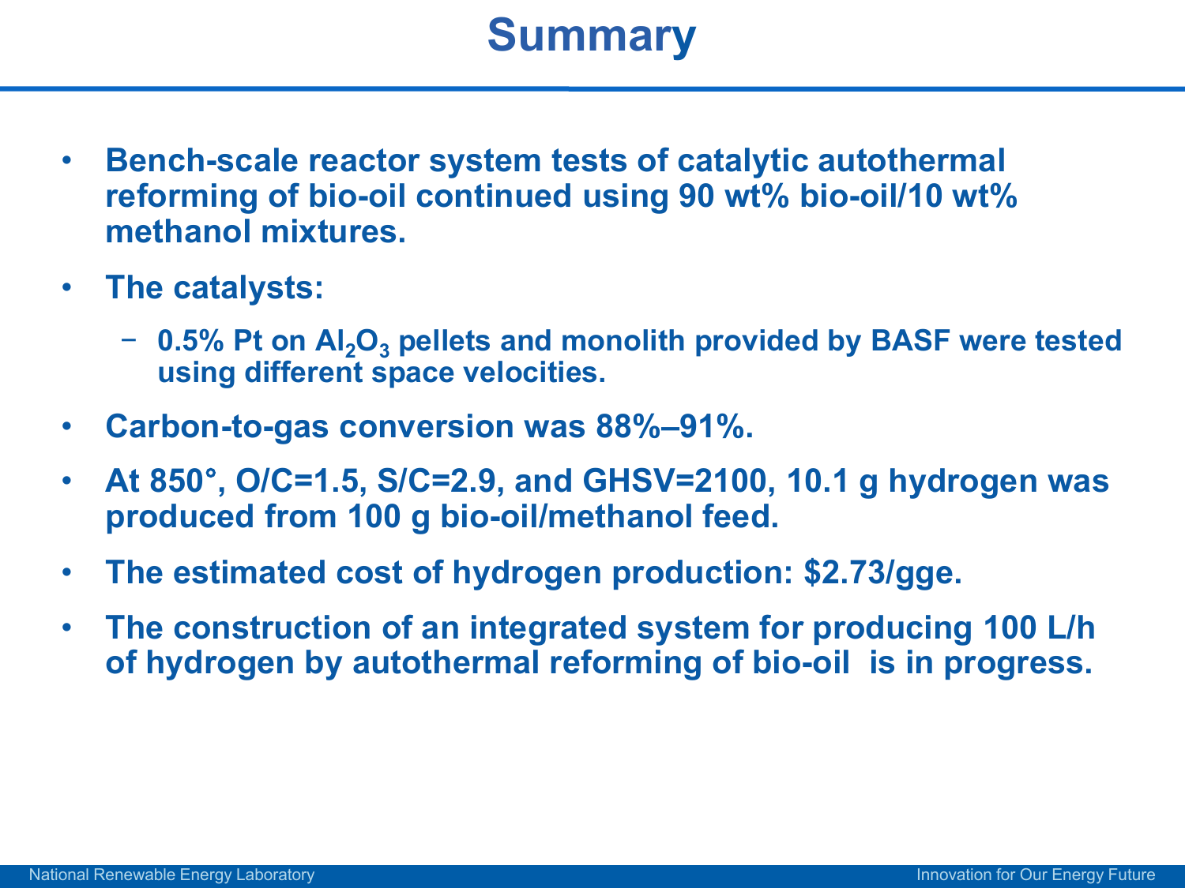# Summary

- **Bench-scale reactor system tests of catalytic autothermal reforming of bio-oil continued using 90 wt% bio-oil/10 wt% methanol mixtures.**
- **The catalysts:**
  - **0.5% Pt on $Al_2O_3$ pellets and monolith provided by BASF were tested using different space velocities.**
- **Carbon-to-gas conversion was 88%–91%.**
- **At 850°, O/C=1.5, S/C=2.9, and GHSV=2100, 10.1 g hydrogen was produced from 100 g bio-oil/methanol feed.**
- **The estimated cost of hydrogen production: $2.73/gge.**
- **The construction of an integrated system for producing 100 L/h of hydrogen by autothermal reforming of bio-oil is in progress.**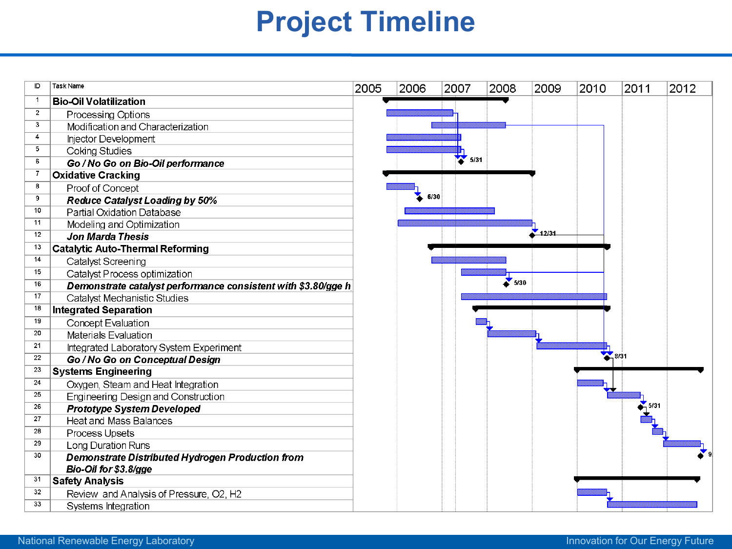# Project Timeline

| ID | Task Name | Milestone date |
|---|---|---|
| 1 | **Bio-Oil Volatilization** | |
| 2 | Processing Options | |
| 3 | Modification and Characterization | |
| 4 | Injector Development | |
| 5 | Coking Studies | |
| 6 | ***Go / No Go on Bio-Oil performance*** | 5/31 |
| 7 | **Oxidative Cracking** | |
| 8 | Proof of Concept | |
| 9 | ***Reduce Catalyst Loading by 50%*** | 6/30 |
| 10 | Partial Oxidation Database | |
| 11 | Modeling and Optimization | |
| 12 | ***Jon Marda Thesis*** | 12/31 |
| 13 | **Catalyst Auto-Thermal Reforming** | |
| 14 | Catalyst Screening | |
| 15 | Catalyst Process optimization | |
| 16 | ***Demonstrate catalyst performance consistent with $3.80/gge h*** | 5/30 |
| 17 | Catalyst Mechanistic Studies | |
| 18 | **Integrated Separation** | |
| 19 | Concept Evaluation | |
| 20 | Materials Evaluation | |
| 21 | Integrated Laboratory System Experiment | |
| 22 | ***Go / No Go on Conceptual Design*** | 8/31 |
| 23 | **Systems Engineering** | |
| 24 | Oxygen, Steam and Heat Integration | |
| 25 | Engineering Design and Construction | |
| 26 | ***Prototype System Developed*** | 5/31 |
| 27 | Heat and Mass Balances | |
| 28 | Process Upsets | |
| 29 | Long Duration Runs | |
| 30 | ***Demonstrate Distributed Hydrogen Production from Bio-Oil for $3.8/gge*** | 9 |
| 31 | **Safety Analysis** | |
| 32 | Review and Analysis of Pressure, O2, H2 | |
| 33 | Systems Integration | |

Timeline: 2005, 2006, 2007, 2008, 2009, 2010, 2011, 2012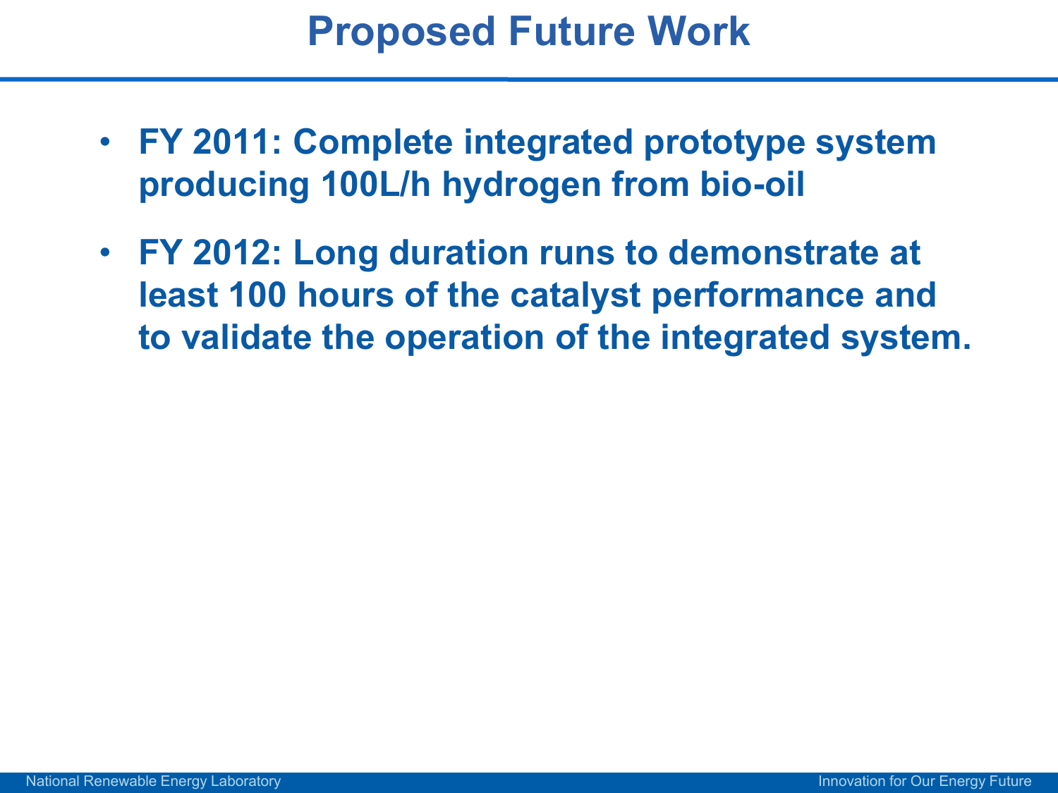# Proposed Future Work

- **FY 2011: Complete integrated prototype system producing 100L/h hydrogen from bio-oil**
- **FY 2012: Long duration runs to demonstrate at least 100 hours of the catalyst performance and to validate the operation of the integrated system.**